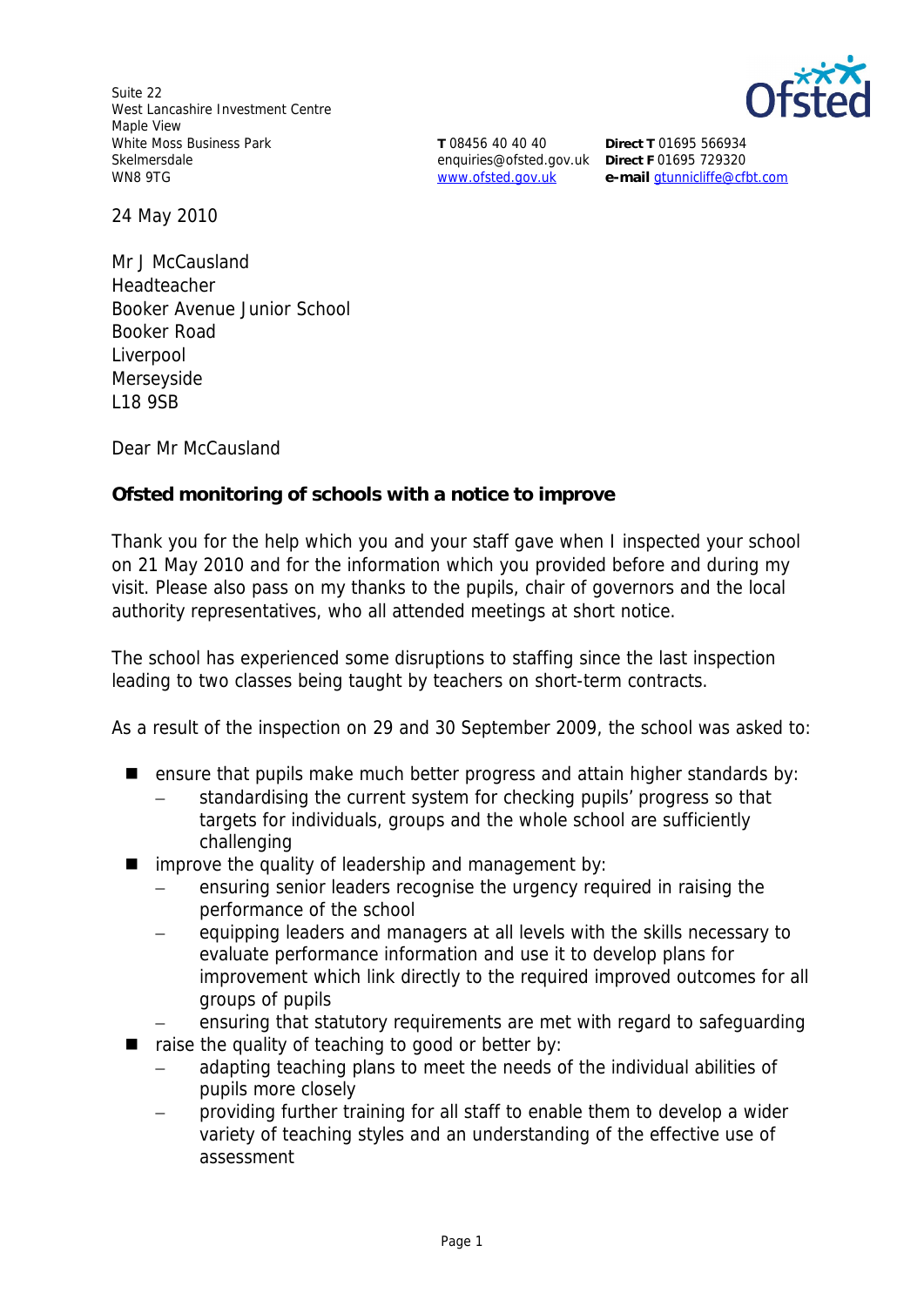Suite 22
West Lancashire Investment Centre
Maple View
White Moss Business Park
Skelmersdale
WN8 9TG

**T** 08456 40 40 40
enquiries@ofsted.gov.uk
www.ofsted.gov.uk

**Direct T** 01695 566934
**Direct F** 01695 729320
**e-mail** gtunnicliffe@cfbt.com

24 May 2010

Mr J McCausland
Headteacher
Booker Avenue Junior School
Booker Road
Liverpool
Merseyside
L18 9SB

Dear Mr McCausland

**Ofsted monitoring of schools with a notice to improve**

Thank you for the help which you and your staff gave when I inspected your school on 21 May 2010 and for the information which you provided before and during my visit. Please also pass on my thanks to the pupils, chair of governors and the local authority representatives, who all attended meetings at short notice.

The school has experienced some disruptions to staffing since the last inspection leading to two classes being taught by teachers on short-term contracts.

As a result of the inspection on 29 and 30 September 2009, the school was asked to:

- ensure that pupils make much better progress and attain higher standards by:
  - standardising the current system for checking pupils' progress so that targets for individuals, groups and the whole school are sufficiently challenging
- improve the quality of leadership and management by:
  - ensuring senior leaders recognise the urgency required in raising the performance of the school
  - equipping leaders and managers at all levels with the skills necessary to evaluate performance information and use it to develop plans for improvement which link directly to the required improved outcomes for all groups of pupils
  - ensuring that statutory requirements are met with regard to safeguarding
- raise the quality of teaching to good or better by:
  - adapting teaching plans to meet the needs of the individual abilities of pupils more closely
  - providing further training for all staff to enable them to develop a wider variety of teaching styles and an understanding of the effective use of assessment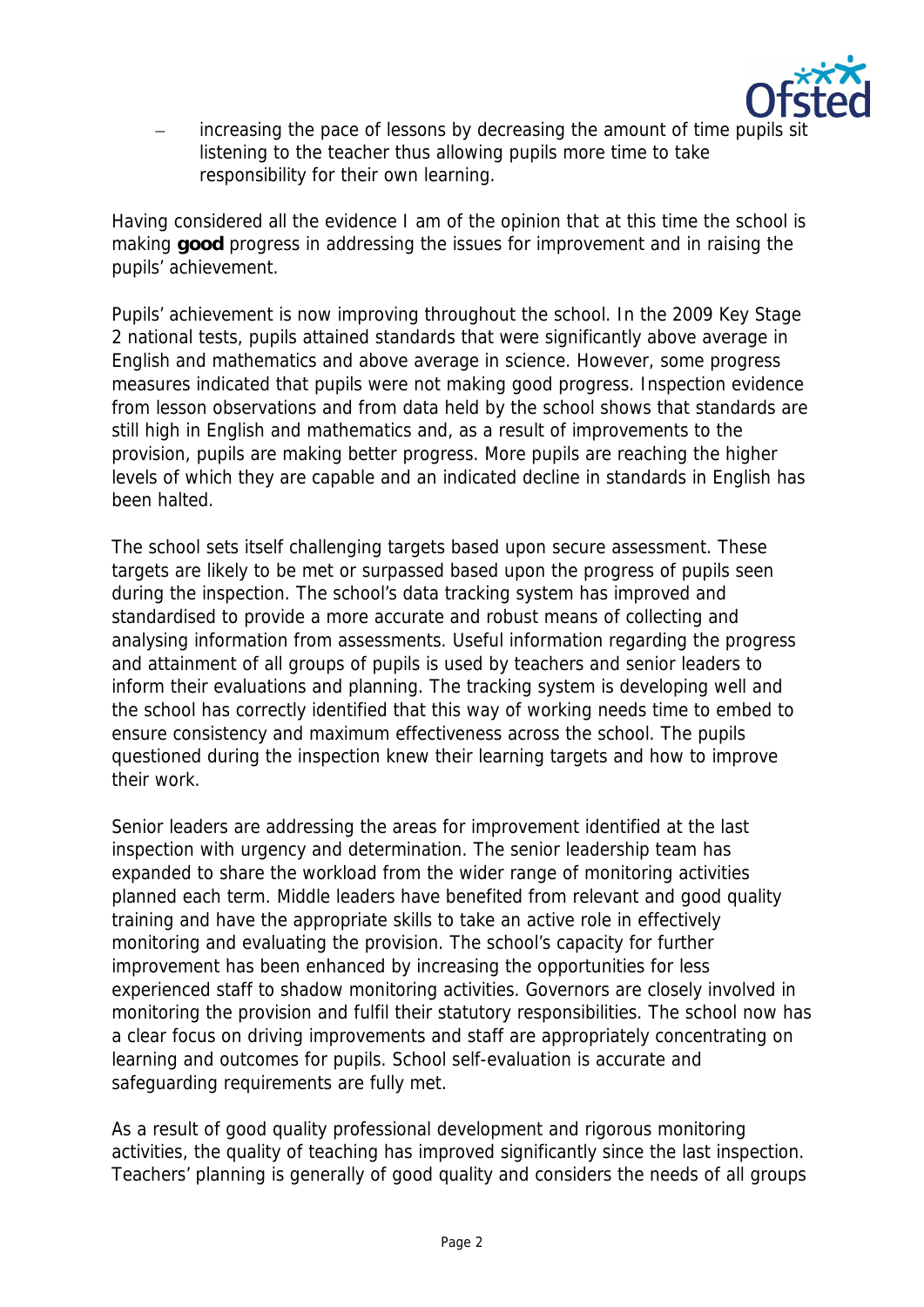- increasing the pace of lessons by decreasing the amount of time pupils sit listening to the teacher thus allowing pupils more time to take responsibility for their own learning.

Having considered all the evidence I am of the opinion that at this time the school is making **good** progress in addressing the issues for improvement and in raising the pupils' achievement.

Pupils' achievement is now improving throughout the school. In the 2009 Key Stage 2 national tests, pupils attained standards that were significantly above average in English and mathematics and above average in science. However, some progress measures indicated that pupils were not making good progress. Inspection evidence from lesson observations and from data held by the school shows that standards are still high in English and mathematics and, as a result of improvements to the provision, pupils are making better progress. More pupils are reaching the higher levels of which they are capable and an indicated decline in standards in English has been halted.

The school sets itself challenging targets based upon secure assessment. These targets are likely to be met or surpassed based upon the progress of pupils seen during the inspection. The school's data tracking system has improved and standardised to provide a more accurate and robust means of collecting and analysing information from assessments. Useful information regarding the progress and attainment of all groups of pupils is used by teachers and senior leaders to inform their evaluations and planning. The tracking system is developing well and the school has correctly identified that this way of working needs time to embed to ensure consistency and maximum effectiveness across the school. The pupils questioned during the inspection knew their learning targets and how to improve their work.

Senior leaders are addressing the areas for improvement identified at the last inspection with urgency and determination. The senior leadership team has expanded to share the workload from the wider range of monitoring activities planned each term. Middle leaders have benefited from relevant and good quality training and have the appropriate skills to take an active role in effectively monitoring and evaluating the provision. The school's capacity for further improvement has been enhanced by increasing the opportunities for less experienced staff to shadow monitoring activities. Governors are closely involved in monitoring the provision and fulfil their statutory responsibilities. The school now has a clear focus on driving improvements and staff are appropriately concentrating on learning and outcomes for pupils. School self-evaluation is accurate and safeguarding requirements are fully met.

As a result of good quality professional development and rigorous monitoring activities, the quality of teaching has improved significantly since the last inspection. Teachers' planning is generally of good quality and considers the needs of all groups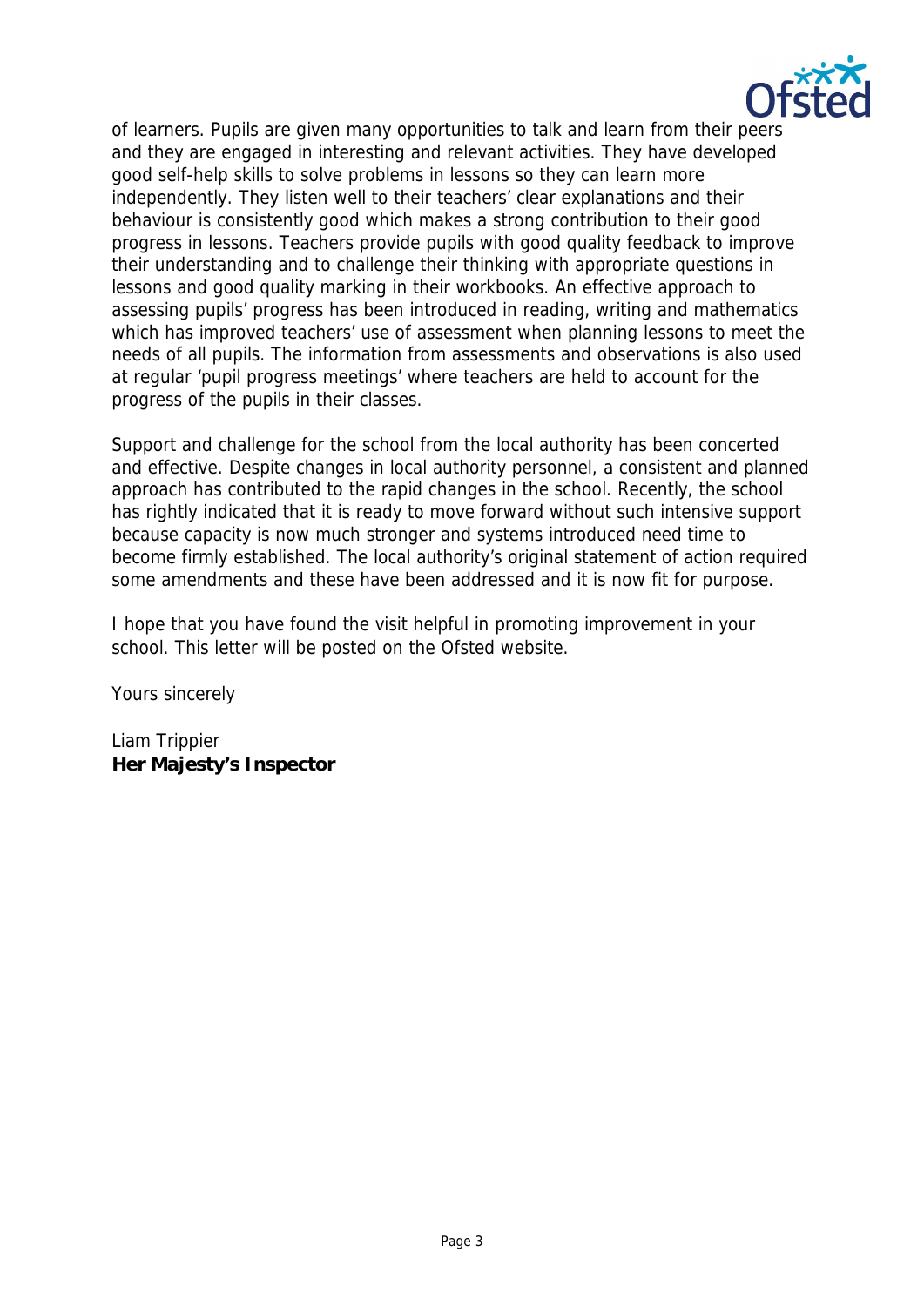of learners. Pupils are given many opportunities to talk and learn from their peers and they are engaged in interesting and relevant activities. They have developed good self-help skills to solve problems in lessons so they can learn more independently. They listen well to their teachers' clear explanations and their behaviour is consistently good which makes a strong contribution to their good progress in lessons. Teachers provide pupils with good quality feedback to improve their understanding and to challenge their thinking with appropriate questions in lessons and good quality marking in their workbooks. An effective approach to assessing pupils' progress has been introduced in reading, writing and mathematics which has improved teachers' use of assessment when planning lessons to meet the needs of all pupils. The information from assessments and observations is also used at regular 'pupil progress meetings' where teachers are held to account for the progress of the pupils in their classes.

Support and challenge for the school from the local authority has been concerted and effective. Despite changes in local authority personnel, a consistent and planned approach has contributed to the rapid changes in the school. Recently, the school has rightly indicated that it is ready to move forward without such intensive support because capacity is now much stronger and systems introduced need time to become firmly established. The local authority's original statement of action required some amendments and these have been addressed and it is now fit for purpose.

I hope that you have found the visit helpful in promoting improvement in your school. This letter will be posted on the Ofsted website.

Yours sincerely

Liam Trippier
**Her Majesty's Inspector**